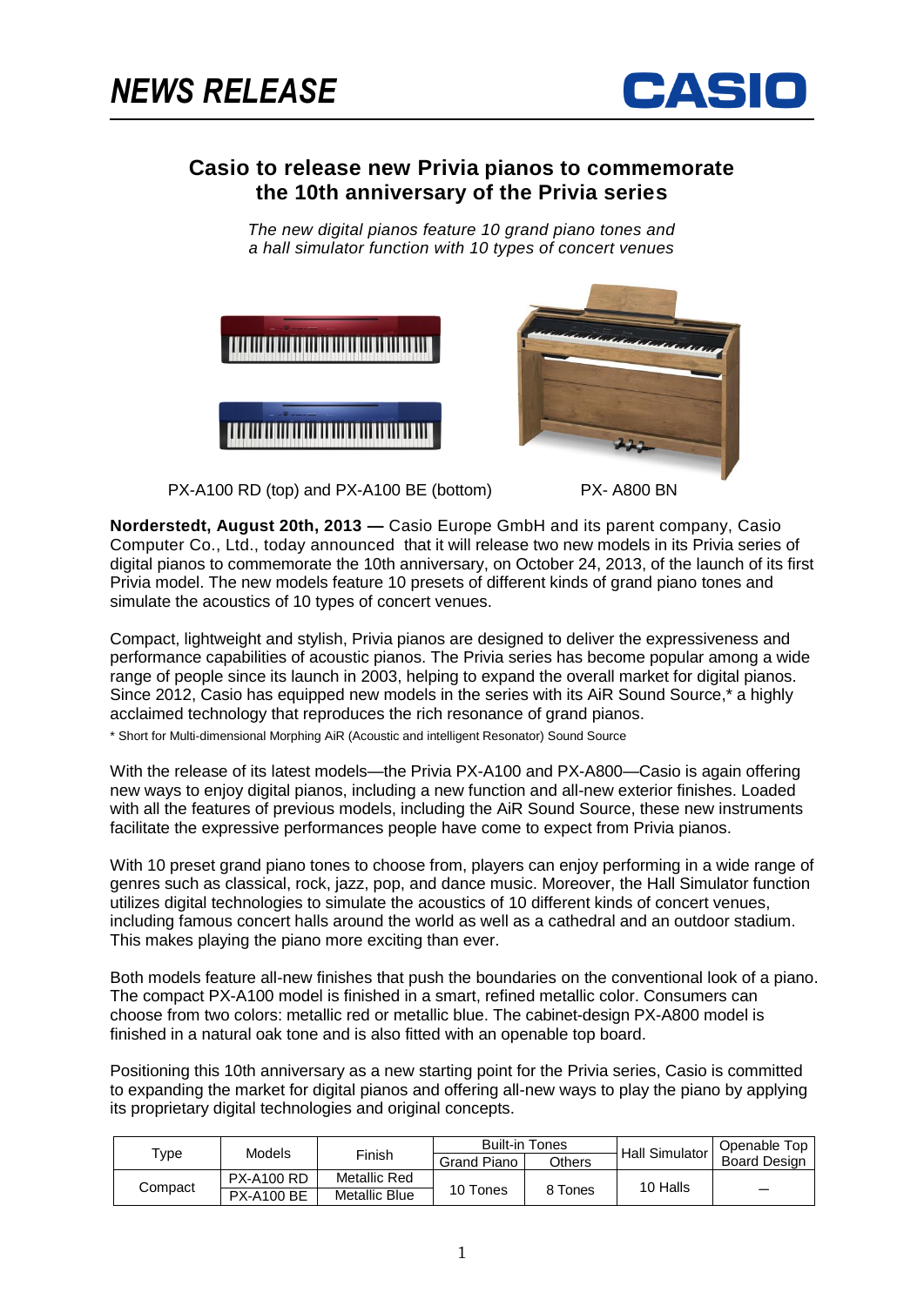# NEWS RELEASE

CASIO

## Casio to release new Privia pianos to commemorate the 10th anniversary of the Privia series

*The new digital pianos feature 10 grand piano tones and a hall simulator function with 10 types of concert venues*

PX-A100 RD (top) and PX-A100 BE (bottom)

PX- A800 BN

**Norderstedt, August 20th, 2013 —** Casio Europe GmbH and its parent company, Casio Computer Co., Ltd., today announced that it will release two new models in its Privia series of digital pianos to commemorate the 10th anniversary, on October 24, 2013, of the launch of its first Privia model. The new models feature 10 presets of different kinds of grand piano tones and simulate the acoustics of 10 types of concert venues.

Compact, lightweight and stylish, Privia pianos are designed to deliver the expressiveness and performance capabilities of acoustic pianos. The Privia series has become popular among a wide range of people since its launch in 2003, helping to expand the overall market for digital pianos. Since 2012, Casio has equipped new models in the series with its AiR Sound Source,* a highly acclaimed technology that reproduces the rich resonance of grand pianos.

* Short for Multi-dimensional Morphing AiR (Acoustic and intelligent Resonator) Sound Source

With the release of its latest models—the Privia PX-A100 and PX-A800—Casio is again offering new ways to enjoy digital pianos, including a new function and all-new exterior finishes. Loaded with all the features of previous models, including the AiR Sound Source, these new instruments facilitate the expressive performances people have come to expect from Privia pianos.

With 10 preset grand piano tones to choose from, players can enjoy performing in a wide range of genres such as classical, rock, jazz, pop, and dance music. Moreover, the Hall Simulator function utilizes digital technologies to simulate the acoustics of 10 different kinds of concert venues, including famous concert halls around the world as well as a cathedral and an outdoor stadium. This makes playing the piano more exciting than ever.

Both models feature all-new finishes that push the boundaries on the conventional look of a piano. The compact PX-A100 model is finished in a smart, refined metallic color. Consumers can choose from two colors: metallic red or metallic blue. The cabinet-design PX-A800 model is finished in a natural oak tone and is also fitted with an openable top board.

Positioning this 10th anniversary as a new starting point for the Privia series, Casio is committed to expanding the market for digital pianos and offering all-new ways to play the piano by applying its proprietary digital technologies and original concepts.

| Type | Models | Finish | Built-in Tones | | Hall Simulator | Openable Top Board Design |
|---|---|---|---|---|---|---|
| | | | Grand Piano | Others | | |
| Compact | PX-A100 RD | Metallic Red | 10 Tones | 8 Tones | 10 Halls | — |
| | PX-A100 BE | Metallic Blue | | | | |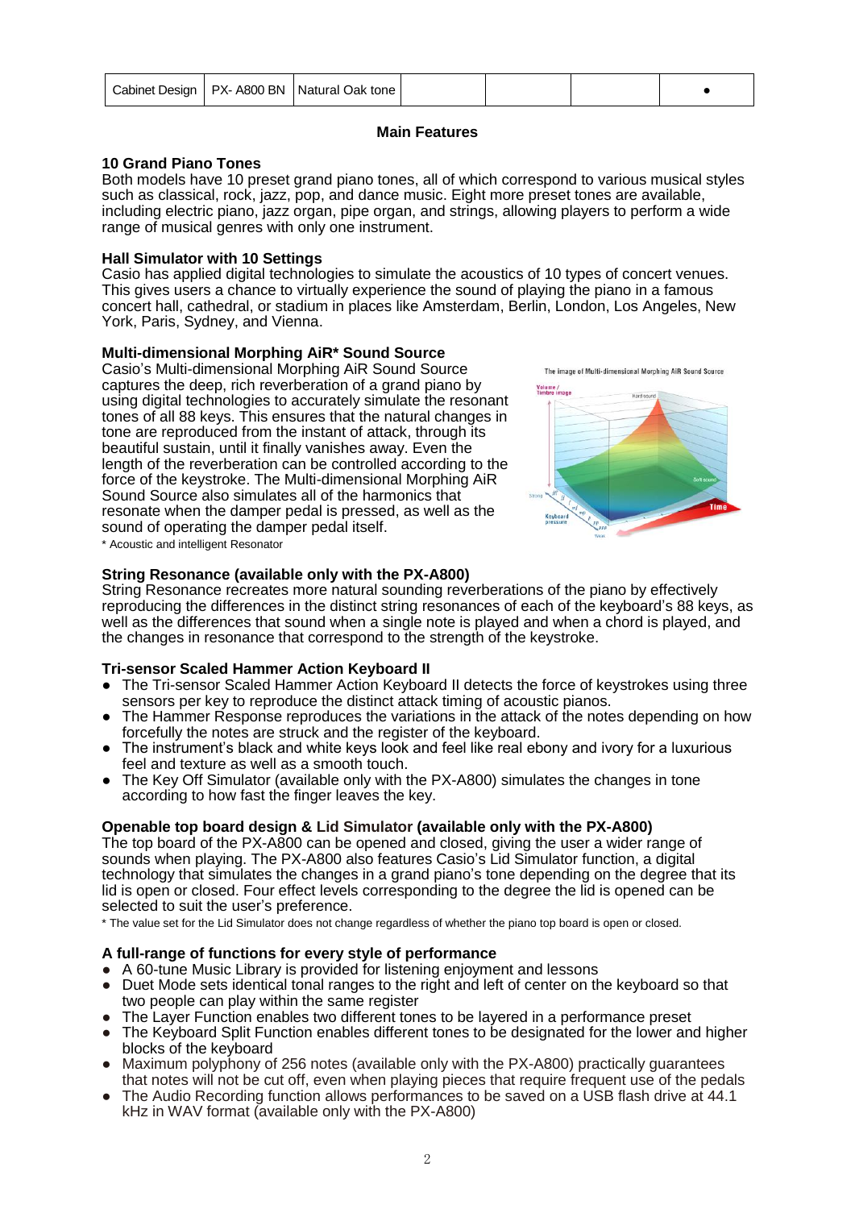| Cabinet Design | PX- A800 BN | Natural Oak tone | | | | ● |
|---|---|---|---|---|---|---|

## Main Features

### 10 Grand Piano Tones

Both models have 10 preset grand piano tones, all of which correspond to various musical styles such as classical, rock, jazz, pop, and dance music. Eight more preset tones are available, including electric piano, jazz organ, pipe organ, and strings, allowing players to perform a wide range of musical genres with only one instrument.

### Hall Simulator with 10 Settings

Casio has applied digital technologies to simulate the acoustics of 10 types of concert venues. This gives users a chance to virtually experience the sound of playing the piano in a famous concert hall, cathedral, or stadium in places like Amsterdam, Berlin, London, Los Angeles, New York, Paris, Sydney, and Vienna.

### Multi-dimensional Morphing AiR* Sound Source

Casio's Multi-dimensional Morphing AiR Sound Source captures the deep, rich reverberation of a grand piano by using digital technologies to accurately simulate the resonant tones of all 88 keys. This ensures that the natural changes in tone are reproduced from the instant of attack, through its beautiful sustain, until it finally vanishes away. Even the length of the reverberation can be controlled according to the force of the keystroke. The Multi-dimensional Morphing AiR Sound Source also simulates all of the harmonics that resonate when the damper pedal is pressed, as well as the sound of operating the damper pedal itself.

\* Acoustic and intelligent Resonator

### String Resonance (available only with the PX-A800)

String Resonance recreates more natural sounding reverberations of the piano by effectively reproducing the differences in the distinct string resonances of each of the keyboard's 88 keys, as well as the differences that sound when a single note is played and when a chord is played, and the changes in resonance that correspond to the strength of the keystroke.

### Tri-sensor Scaled Hammer Action Keyboard II

- The Tri-sensor Scaled Hammer Action Keyboard II detects the force of keystrokes using three sensors per key to reproduce the distinct attack timing of acoustic pianos.
- The Hammer Response reproduces the variations in the attack of the notes depending on how forcefully the notes are struck and the register of the keyboard.
- The instrument's black and white keys look and feel like real ebony and ivory for a luxurious feel and texture as well as a smooth touch.
- The Key Off Simulator (available only with the PX-A800) simulates the changes in tone according to how fast the finger leaves the key.

### Openable top board design & Lid Simulator (available only with the PX-A800)

The top board of the PX-A800 can be opened and closed, giving the user a wider range of sounds when playing. The PX-A800 also features Casio's Lid Simulator function, a digital technology that simulates the changes in a grand piano's tone depending on the degree that its lid is open or closed. Four effect levels corresponding to the degree the lid is opened can be selected to suit the user's preference.

\* The value set for the Lid Simulator does not change regardless of whether the piano top board is open or closed.

### A full-range of functions for every style of performance

- A 60-tune Music Library is provided for listening enjoyment and lessons
- Duet Mode sets identical tonal ranges to the right and left of center on the keyboard so that two people can play within the same register
- The Layer Function enables two different tones to be layered in a performance preset
- The Keyboard Split Function enables different tones to be designated for the lower and higher blocks of the keyboard
- Maximum polyphony of 256 notes (available only with the PX-A800) practically guarantees that notes will not be cut off, even when playing pieces that require frequent use of the pedals
- The Audio Recording function allows performances to be saved on a USB flash drive at 44.1 kHz in WAV format (available only with the PX-A800)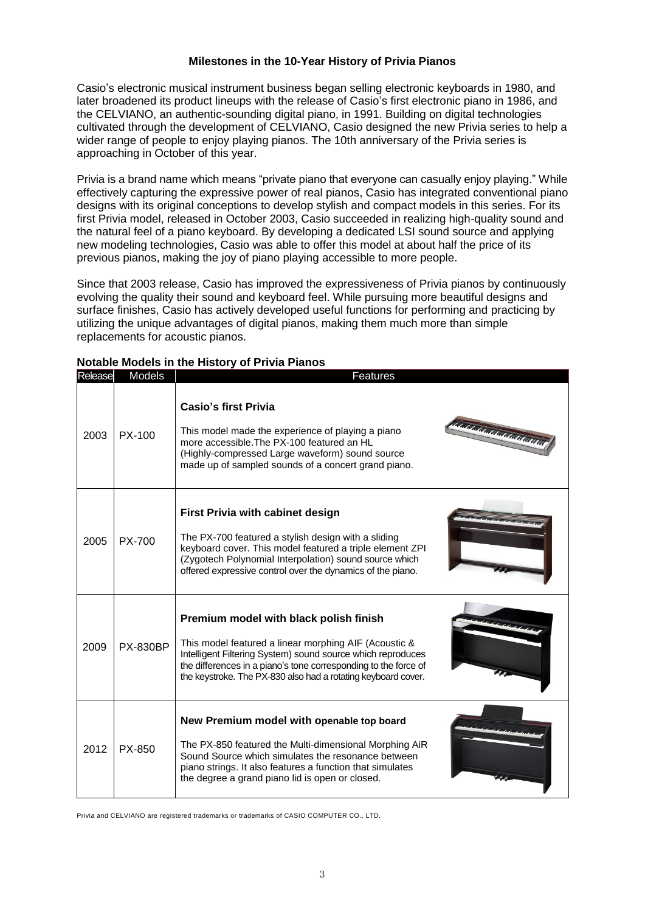## Milestones in the 10-Year History of Privia Pianos

Casio's electronic musical instrument business began selling electronic keyboards in 1980, and later broadened its product lineups with the release of Casio's first electronic piano in 1986, and the CELVIANO, an authentic-sounding digital piano, in 1991. Building on digital technologies cultivated through the development of CELVIANO, Casio designed the new Privia series to help a wider range of people to enjoy playing pianos. The 10th anniversary of the Privia series is approaching in October of this year.

Privia is a brand name which means "private piano that everyone can casually enjoy playing." While effectively capturing the expressive power of real pianos, Casio has integrated conventional piano designs with its original conceptions to develop stylish and compact models in this series. For its first Privia model, released in October 2003, Casio succeeded in realizing high-quality sound and the natural feel of a piano keyboard. By developing a dedicated LSI sound source and applying new modeling technologies, Casio was able to offer this model at about half the price of its previous pianos, making the joy of piano playing accessible to more people.

Since that 2003 release, Casio has improved the expressiveness of Privia pianos by continuously evolving the quality their sound and keyboard feel. While pursuing more beautiful designs and surface finishes, Casio has actively developed useful functions for performing and practicing by utilizing the unique advantages of digital pianos, making them much more than simple replacements for acoustic pianos.

**Notable Models in the History of Privia Pianos**

| Release | Models | Features |
|---|---|---|
| 2003 | PX-100 | **Casio's first Privia** This model made the experience of playing a piano more accessible.The PX-100 featured an HL (Highly-compressed Large waveform) sound source made up of sampled sounds of a concert grand piano. |
| 2005 | PX-700 | **First Privia with cabinet design** The PX-700 featured a stylish design with a sliding keyboard cover. This model featured a triple element ZPI (Zygotech Polynomial Interpolation) sound source which offered expressive control over the dynamics of the piano. |
| 2009 | PX-830BP | **Premium model with black polish finish** This model featured a linear morphing AIF (Acoustic & Intelligent Filtering System) sound source which reproduces the differences in a piano's tone corresponding to the force of the keystroke. The PX-830 also had a rotating keyboard cover. |
| 2012 | PX-850 | **New Premium model with openable top board** The PX-850 featured the Multi-dimensional Morphing AiR Sound Source which simulates the resonance between piano strings. It also features a function that simulates the degree a grand piano lid is open or closed. |

Privia and CELVIANO are registered trademarks or trademarks of CASIO COMPUTER CO., LTD.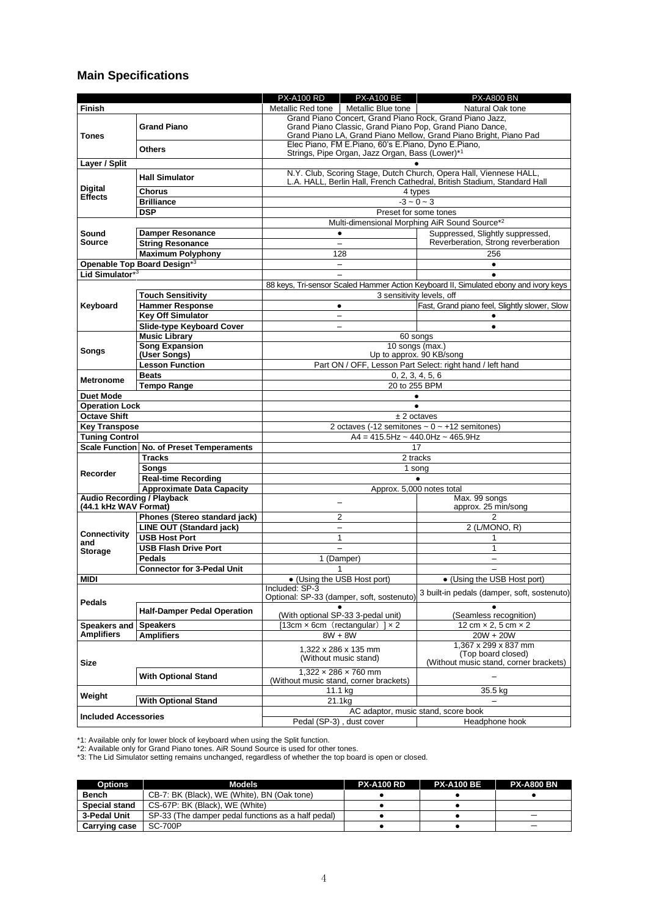## Main Specifications

| | | PX-A100 RD | PX-A100 BE | PX-A800 BN |
|---|---|---|---|---|
| Finish | | Metallic Red tone | Metallic Blue tone | Natural Oak tone |
| Tones | Grand Piano | Grand Piano Concert, Grand Piano Rock, Grand Piano Jazz, Grand Piano Classic, Grand Piano Pop, Grand Piano Dance, Grand Piano LA, Grand Piano Mellow, Grand Piano Bright, Piano Pad | | |
| | Others | Elec Piano, FM E.Piano, 60's E.Piano, Dyno E.Piano, Strings, Pipe Organ, Jazz Organ, Bass (Lower)*1 | | |
| Layer / Split | | ● | | |
| Digital Effects | Hall Simulator | N.Y. Club, Scoring Stage, Dutch Church, Opera Hall, Viennese HALL, L.A. HALL, Berlin Hall, French Cathedral, British Stadium, Standard Hall | | |
| | Chorus | 4 types | | |
| | Brilliance | -3 ~ 0 ~ 3 | | |
| | DSP | Preset for some tones | | |
| Sound Source | | Multi-dimensional Morphing AiR Sound Source*2 | | |
| | Damper Resonance | ● | | Suppressed, Slightly suppressed, Reverberation, Strong reverberation |
| | String Resonance | – | | |
| | Maximum Polyphony | 128 | | 256 |
| Openable Top Board Design*3 | | – | | ● |
| Lid Simulator*3 | | – | | ● |
| Keyboard | | 88 keys, Tri-sensor Scaled Hammer Action Keyboard II, Simulated ebony and ivory keys | | |
| | Touch Sensitivity | 3 sensitivity levels, off | | |
| | Hammer Response | ● | | Fast, Grand piano feel, Slightly slower, Slow |
| | Key Off Simulator | – | | ● |
| | Slide-type Keyboard Cover | – | | ● |
| Songs | Music Library | 60 songs | | |
| | Song Expansion (User Songs) | 10 songs (max.) Up to approx. 90 KB/song | | |
| | Lesson Function | Part ON / OFF, Lesson Part Select: right hand / left hand | | |
| Metronome | Beats | 0, 2, 3, 4, 5, 6 | | |
| | Tempo Range | 20 to 255 BPM | | |
| Duet Mode | | ● | | |
| Operation Lock | | ● | | |
| Octave Shift | | ± 2 octaves | | |
| Key Transpose | | 2 octaves (-12 semitones ~ 0 ~ +12 semitones) | | |
| Tuning Control | | A4 = 415.5Hz ~ 440.0Hz ~ 465.9Hz | | |
| Scale Function | No. of Preset Temperaments | 17 | | |
| Recorder | Tracks | 2 tracks | | |
| | Songs | 1 song | | |
| | Real-time Recording | ● | | |
| | Approximate Data Capacity | Approx. 5,000 notes total | | |
| Audio Recording / Playback (44.1 kHz WAV Format) | | – | | Max. 99 songs approx. 25 min/song |
| Connectivity and Storage | Phones (Stereo standard jack) | 2 | | 2 |
| | LINE OUT (Standard jack) | – | | 2 (L/MONO, R) |
| | USB Host Port | 1 | | 1 |
| | USB Flash Drive Port | – | | 1 |
| | Pedals | 1 (Damper) | | – |
| | Connector for 3-Pedal Unit | 1 | | – |
| MIDI | | ● (Using the USB Host port) | | ● (Using the USB Host port) |
| Pedals | | Included: SP-3 Optional: SP-33 (damper, soft, sostenuto) | | 3 built-in pedals (damper, soft, sostenuto) |
| | Half-Damper Pedal Operation | ● (With optional SP-33 3-pedal unit) | | ● (Seamless recognition) |
| Speakers and Amplifiers | Speakers | [13cm × 6cm (rectangular) ] × 2 | | 12 cm × 2, 5 cm × 2 |
| | Amplifiers | 8W + 8W | | 20W + 20W |
| Size | | 1,322 x 286 x 135 mm (Without music stand) | | 1,367 x 299 x 837 mm (Top board closed) (Without music stand, corner brackets) |
| | With Optional Stand | 1,322 × 286 × 760 mm (Without music stand, corner brackets) | | – |
| Weight | | 11.1 kg | | 35.5 kg |
| | With Optional Stand | 21.1kg | | – |
| Included Accessories | | AC adaptor, music stand, score book | | |
| | | Pedal (SP-3) , dust cover | | Headphone hook |

*1: Available only for lower block of keyboard when using the Split function.
*2: Available only for Grand Piano tones. AiR Sound Source is used for other tones.
*3: The Lid Simulator setting remains unchanged, regardless of whether the top board is open or closed.

| Options | Models | PX-A100 RD | PX-A100 BE | PX-A800 BN |
|---|---|---|---|---|
| Bench | CB-7: BK (Black), WE (White), BN (Oak tone) | ● | ● | ● |
| Special stand | CS-67P: BK (Black), WE (White) | ● | ● | |
| 3-Pedal Unit | SP-33 (The damper pedal functions as a half pedal) | ● | ● | – |
| Carrying case | SC-700P | ● | ● | – |